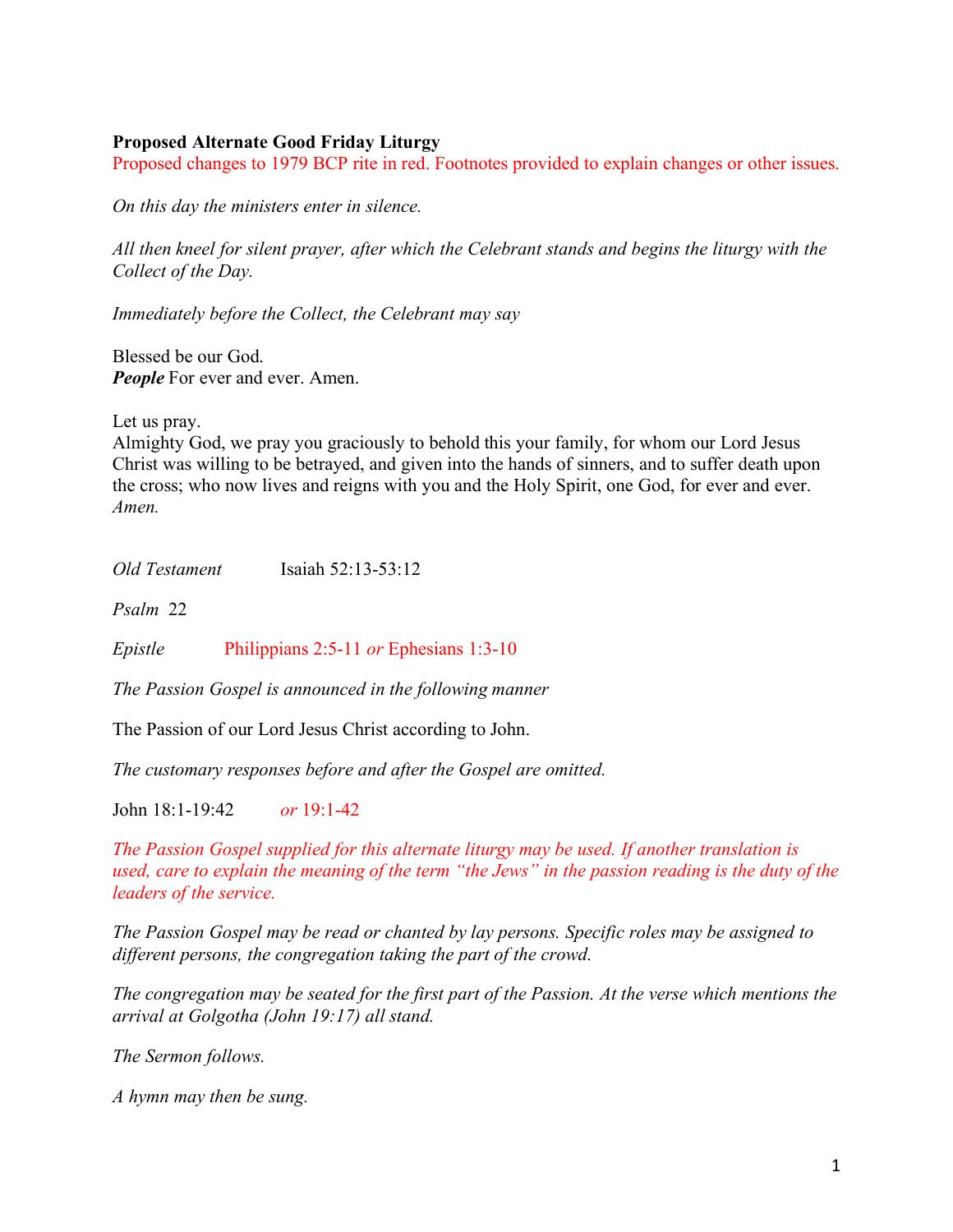**Proposed Alternate Good Friday Liturgy**

Proposed changes to 1979 BCP rite in red. Footnotes provided to explain changes or other issues.

*On this day the ministers enter in silence.*

*All then kneel for silent prayer, after which the Celebrant stands and begins the liturgy with the Collect of the Day.*

*Immediately before the Collect, the Celebrant may say*

Blessed be our God.
***People*** For ever and ever. Amen.

Let us pray.
Almighty God, we pray you graciously to behold this your family, for whom our Lord Jesus Christ was willing to be betrayed, and given into the hands of sinners, and to suffer death upon the cross; who now lives and reigns with you and the Holy Spirit, one God, for ever and ever. *Amen.*

*Old Testament* Isaiah 52:13-53:12

*Psalm* 22

*Epistle* Philippians 2:5-11 *or* Ephesians 1:3-10

*The Passion Gospel is announced in the following manner*

The Passion of our Lord Jesus Christ according to John.

*The customary responses before and after the Gospel are omitted.*

John 18:1-19:42 *or* 19:1-42

*The Passion Gospel supplied for this alternate liturgy may be used. If another translation is used, care to explain the meaning of the term "the Jews" in the passion reading is the duty of the leaders of the service.*

*The Passion Gospel may be read or chanted by lay persons. Specific roles may be assigned to different persons, the congregation taking the part of the crowd.*

*The congregation may be seated for the first part of the Passion. At the verse which mentions the arrival at Golgotha (John 19:17) all stand.*

*The Sermon follows.*

*A hymn may then be sung.*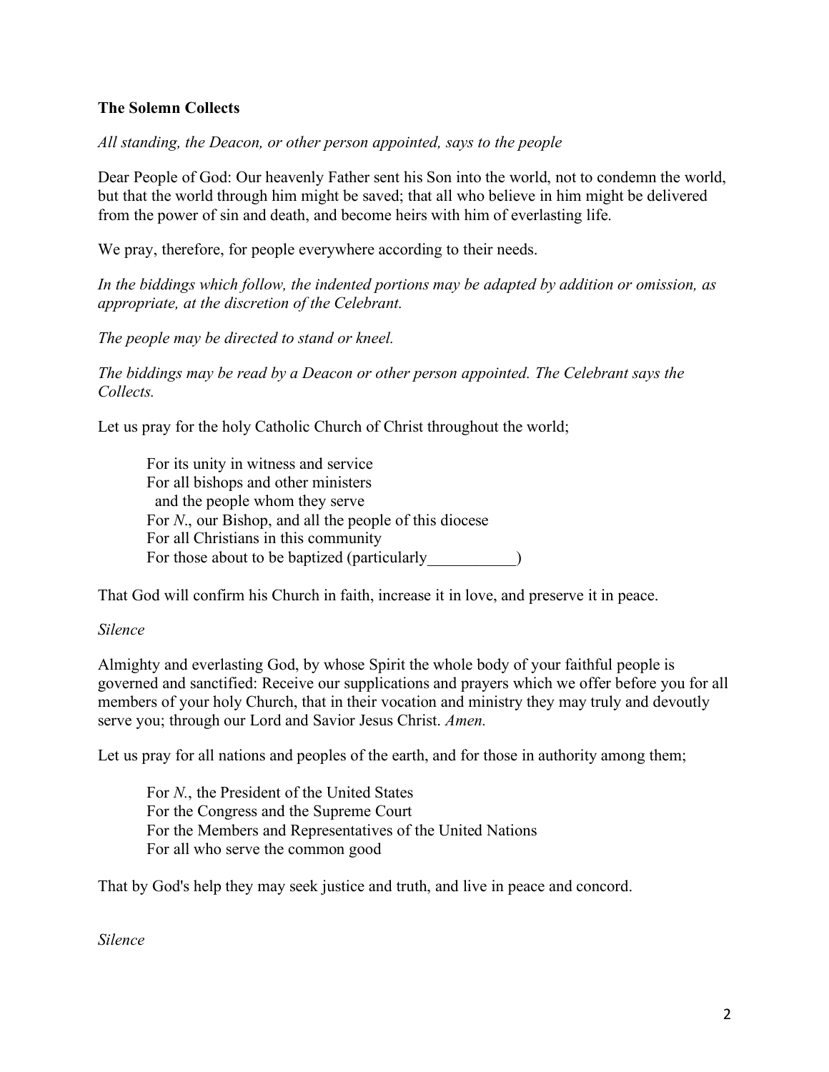**The Solemn Collects**

*All standing, the Deacon, or other person appointed, says to the people*

Dear People of God: Our heavenly Father sent his Son into the world, not to condemn the world, but that the world through him might be saved; that all who believe in him might be delivered from the power of sin and death, and become heirs with him of everlasting life.

We pray, therefore, for people everywhere according to their needs.

*In the biddings which follow, the indented portions may be adapted by addition or omission, as appropriate, at the discretion of the Celebrant.*

*The people may be directed to stand or kneel.*

*The biddings may be read by a Deacon or other person appointed. The Celebrant says the Collects.*

Let us pray for the holy Catholic Church of Christ throughout the world;

> For its unity in witness and service  
> For all bishops and other ministers  
> &nbsp;&nbsp;and the people whom they serve  
> For *N*., our Bishop, and all the people of this diocese  
> For all Christians in this community  
> For those about to be baptized (particularly___________)

That God will confirm his Church in faith, increase it in love, and preserve it in peace.

*Silence*

Almighty and everlasting God, by whose Spirit the whole body of your faithful people is governed and sanctified: Receive our supplications and prayers which we offer before you for all members of your holy Church, that in their vocation and ministry they may truly and devoutly serve you; through our Lord and Savior Jesus Christ. *Amen.*

Let us pray for all nations and peoples of the earth, and for those in authority among them;

> For *N*., the President of the United States  
> For the Congress and the Supreme Court  
> For the Members and Representatives of the United Nations  
> For all who serve the common good

That by God's help they may seek justice and truth, and live in peace and concord.

*Silence*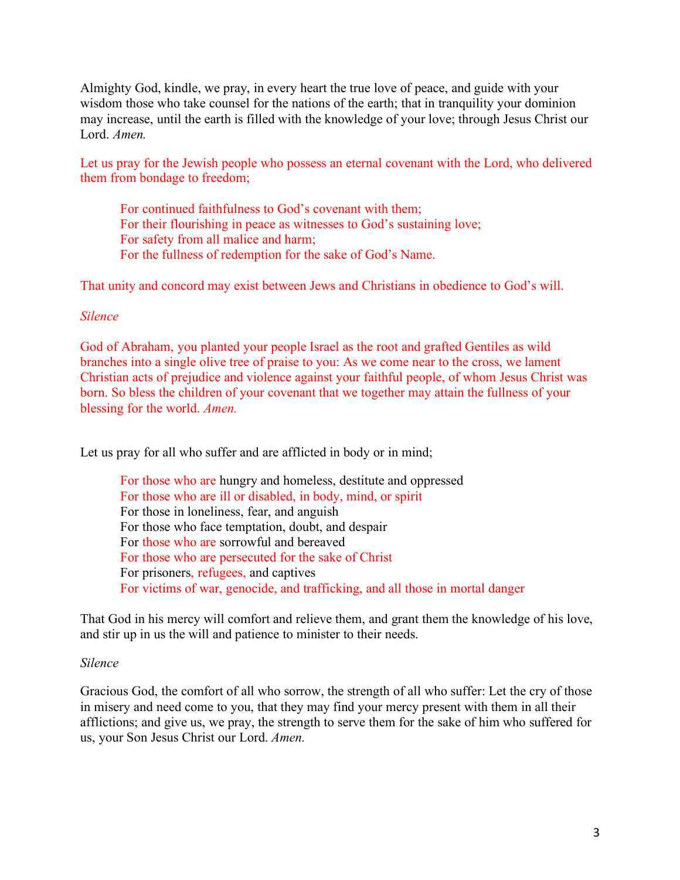Almighty God, kindle, we pray, in every heart the true love of peace, and guide with your wisdom those who take counsel for the nations of the earth; that in tranquility your dominion may increase, until the earth is filled with the knowledge of your love; through Jesus Christ our Lord. *Amen.*

Let us pray for the Jewish people who possess an eternal covenant with the Lord, who delivered them from bondage to freedom;

> For continued faithfulness to God's covenant with them;
> For their flourishing in peace as witnesses to God's sustaining love;
> For safety from all malice and harm;
> For the fullness of redemption for the sake of God's Name.

That unity and concord may exist between Jews and Christians in obedience to God's will.

*Silence*

God of Abraham, you planted your people Israel as the root and grafted Gentiles as wild branches into a single olive tree of praise to you: As we come near to the cross, we lament Christian acts of prejudice and violence against your faithful people, of whom Jesus Christ was born. So bless the children of your covenant that we together may attain the fullness of your blessing for the world. *Amen.*

Let us pray for all who suffer and are afflicted in body or in mind;

> For those who are hungry and homeless, destitute and oppressed
> For those who are ill or disabled, in body, mind, or spirit
> For those in loneliness, fear, and anguish
> For those who face temptation, doubt, and despair
> For those who are sorrowful and bereaved
> For those who are persecuted for the sake of Christ
> For prisoners, refugees, and captives
> For victims of war, genocide, and trafficking, and all those in mortal danger

That God in his mercy will comfort and relieve them, and grant them the knowledge of his love, and stir up in us the will and patience to minister to their needs.

*Silence*

Gracious God, the comfort of all who sorrow, the strength of all who suffer: Let the cry of those in misery and need come to you, that they may find your mercy present with them in all their afflictions; and give us, we pray, the strength to serve them for the sake of him who suffered for us, your Son Jesus Christ our Lord. *Amen.*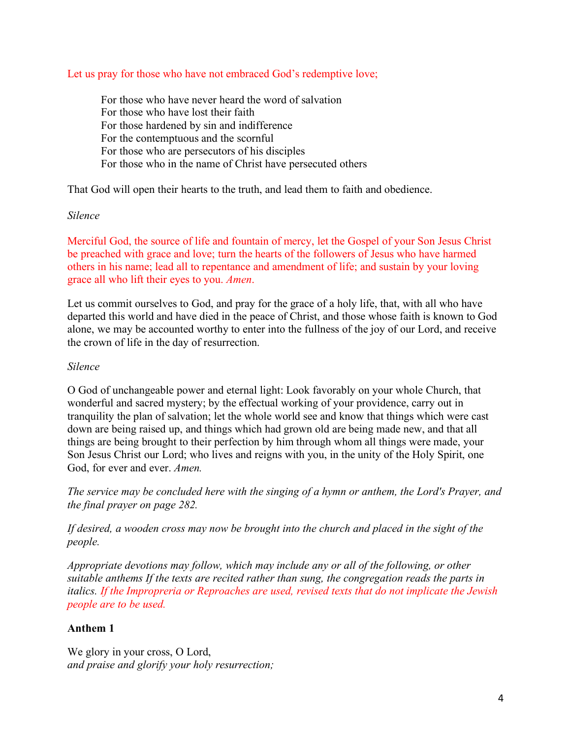Let us pray for those who have not embraced God's redemptive love;

> For those who have never heard the word of salvation
> For those who have lost their faith
> For those hardened by sin and indifference
> For the contemptuous and the scornful
> For those who are persecutors of his disciples
> For those who in the name of Christ have persecuted others

That God will open their hearts to the truth, and lead them to faith and obedience.

*Silence*

Merciful God, the source of life and fountain of mercy, let the Gospel of your Son Jesus Christ be preached with grace and love; turn the hearts of the followers of Jesus who have harmed others in his name; lead all to repentance and amendment of life; and sustain by your loving grace all who lift their eyes to you. *Amen*.

Let us commit ourselves to God, and pray for the grace of a holy life, that, with all who have departed this world and have died in the peace of Christ, and those whose faith is known to God alone, we may be accounted worthy to enter into the fullness of the joy of our Lord, and receive the crown of life in the day of resurrection.

*Silence*

O God of unchangeable power and eternal light: Look favorably on your whole Church, that wonderful and sacred mystery; by the effectual working of your providence, carry out in tranquility the plan of salvation; let the whole world see and know that things which were cast down are being raised up, and things which had grown old are being made new, and that all things are being brought to their perfection by him through whom all things were made, your Son Jesus Christ our Lord; who lives and reigns with you, in the unity of the Holy Spirit, one God, for ever and ever. *Amen.*

*The service may be concluded here with the singing of a hymn or anthem, the Lord's Prayer, and the final prayer on page 282.*

*If desired, a wooden cross may now be brought into the church and placed in the sight of the people.*

*Appropriate devotions may follow, which may include any or all of the following, or other suitable anthems If the texts are recited rather than sung, the congregation reads the parts in italics. If the Improperia or Reproaches are used, revised texts that do not implicate the Jewish people are to be used.*

**Anthem 1**

We glory in your cross, O Lord,
*and praise and glorify your holy resurrection;*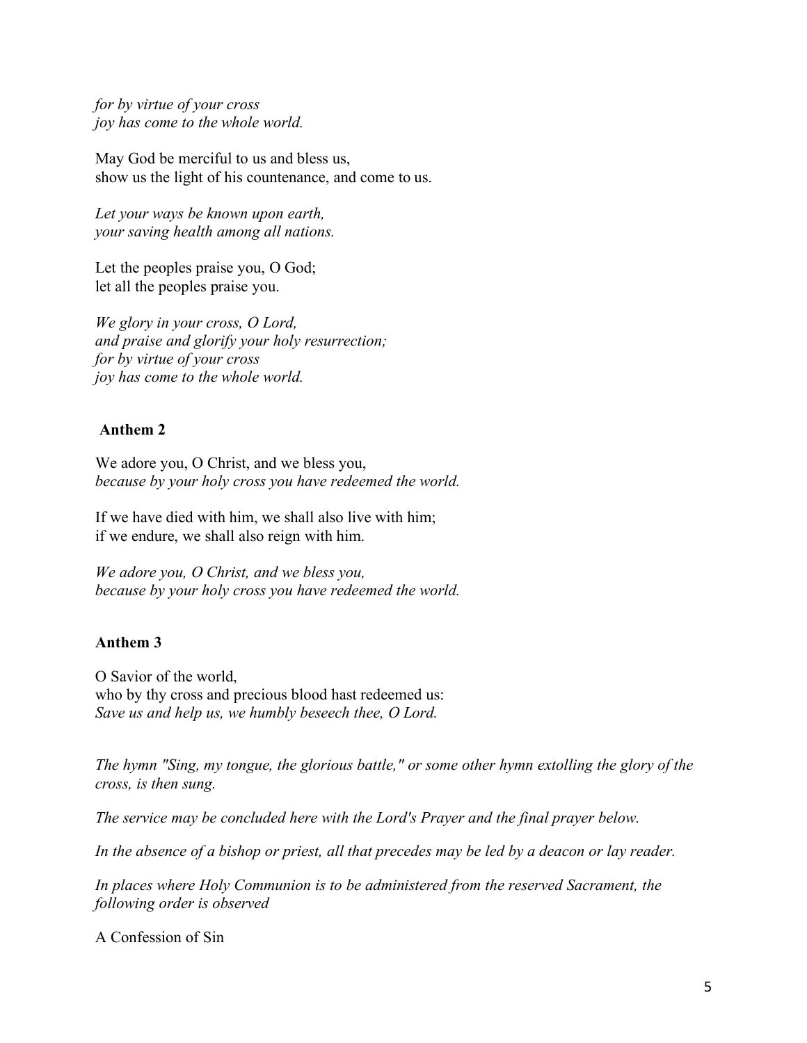*for by virtue of your cross*
*joy has come to the whole world.*

May God be merciful to us and bless us,
show us the light of his countenance, and come to us.

*Let your ways be known upon earth,*
*your saving health among all nations.*

Let the peoples praise you, O God;
let all the peoples praise you.

*We glory in your cross, O Lord,*
*and praise and glorify your holy resurrection;*
*for by virtue of your cross*
*joy has come to the whole world.*

**Anthem 2**

We adore you, O Christ, and we bless you,
*because by your holy cross you have redeemed the world.*

If we have died with him, we shall also live with him;
if we endure, we shall also reign with him.

*We adore you, O Christ, and we bless you,*
*because by your holy cross you have redeemed the world.*

**Anthem 3**

O Savior of the world,
who by thy cross and precious blood hast redeemed us:
*Save us and help us, we humbly beseech thee, O Lord.*

*The hymn "Sing, my tongue, the glorious battle," or some other hymn extolling the glory of the cross, is then sung.*

*The service may be concluded here with the Lord's Prayer and the final prayer below.*

*In the absence of a bishop or priest, all that precedes may be led by a deacon or lay reader.*

*In places where Holy Communion is to be administered from the reserved Sacrament, the following order is observed*

A Confession of Sin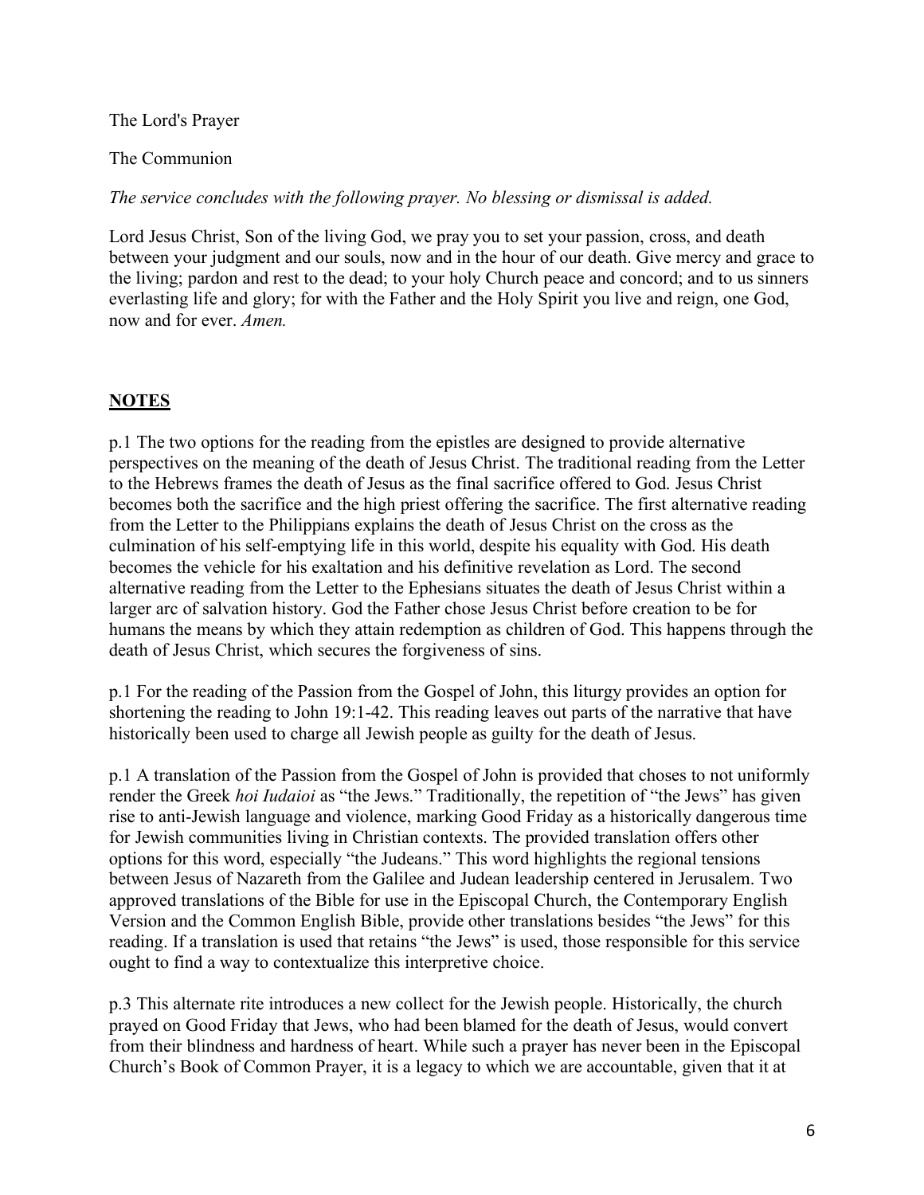The Lord's Prayer

The Communion

*The service concludes with the following prayer. No blessing or dismissal is added.*

Lord Jesus Christ, Son of the living God, we pray you to set your passion, cross, and death between your judgment and our souls, now and in the hour of our death. Give mercy and grace to the living; pardon and rest to the dead; to your holy Church peace and concord; and to us sinners everlasting life and glory; for with the Father and the Holy Spirit you live and reign, one God, now and for ever. *Amen.*

## **NOTES**

p.1 The two options for the reading from the epistles are designed to provide alternative perspectives on the meaning of the death of Jesus Christ. The traditional reading from the Letter to the Hebrews frames the death of Jesus as the final sacrifice offered to God. Jesus Christ becomes both the sacrifice and the high priest offering the sacrifice. The first alternative reading from the Letter to the Philippians explains the death of Jesus Christ on the cross as the culmination of his self-emptying life in this world, despite his equality with God. His death becomes the vehicle for his exaltation and his definitive revelation as Lord. The second alternative reading from the Letter to the Ephesians situates the death of Jesus Christ within a larger arc of salvation history. God the Father chose Jesus Christ before creation to be for humans the means by which they attain redemption as children of God. This happens through the death of Jesus Christ, which secures the forgiveness of sins.

p.1 For the reading of the Passion from the Gospel of John, this liturgy provides an option for shortening the reading to John 19:1-42. This reading leaves out parts of the narrative that have historically been used to charge all Jewish people as guilty for the death of Jesus.

p.1 A translation of the Passion from the Gospel of John is provided that choses to not uniformly render the Greek *hoi Iudaioi* as "the Jews." Traditionally, the repetition of "the Jews" has given rise to anti-Jewish language and violence, marking Good Friday as a historically dangerous time for Jewish communities living in Christian contexts. The provided translation offers other options for this word, especially "the Judeans." This word highlights the regional tensions between Jesus of Nazareth from the Galilee and Judean leadership centered in Jerusalem. Two approved translations of the Bible for use in the Episcopal Church, the Contemporary English Version and the Common English Bible, provide other translations besides "the Jews" for this reading. If a translation is used that retains "the Jews" is used, those responsible for this service ought to find a way to contextualize this interpretive choice.

p.3 This alternate rite introduces a new collect for the Jewish people. Historically, the church prayed on Good Friday that Jews, who had been blamed for the death of Jesus, would convert from their blindness and hardness of heart. While such a prayer has never been in the Episcopal Church's Book of Common Prayer, it is a legacy to which we are accountable, given that it at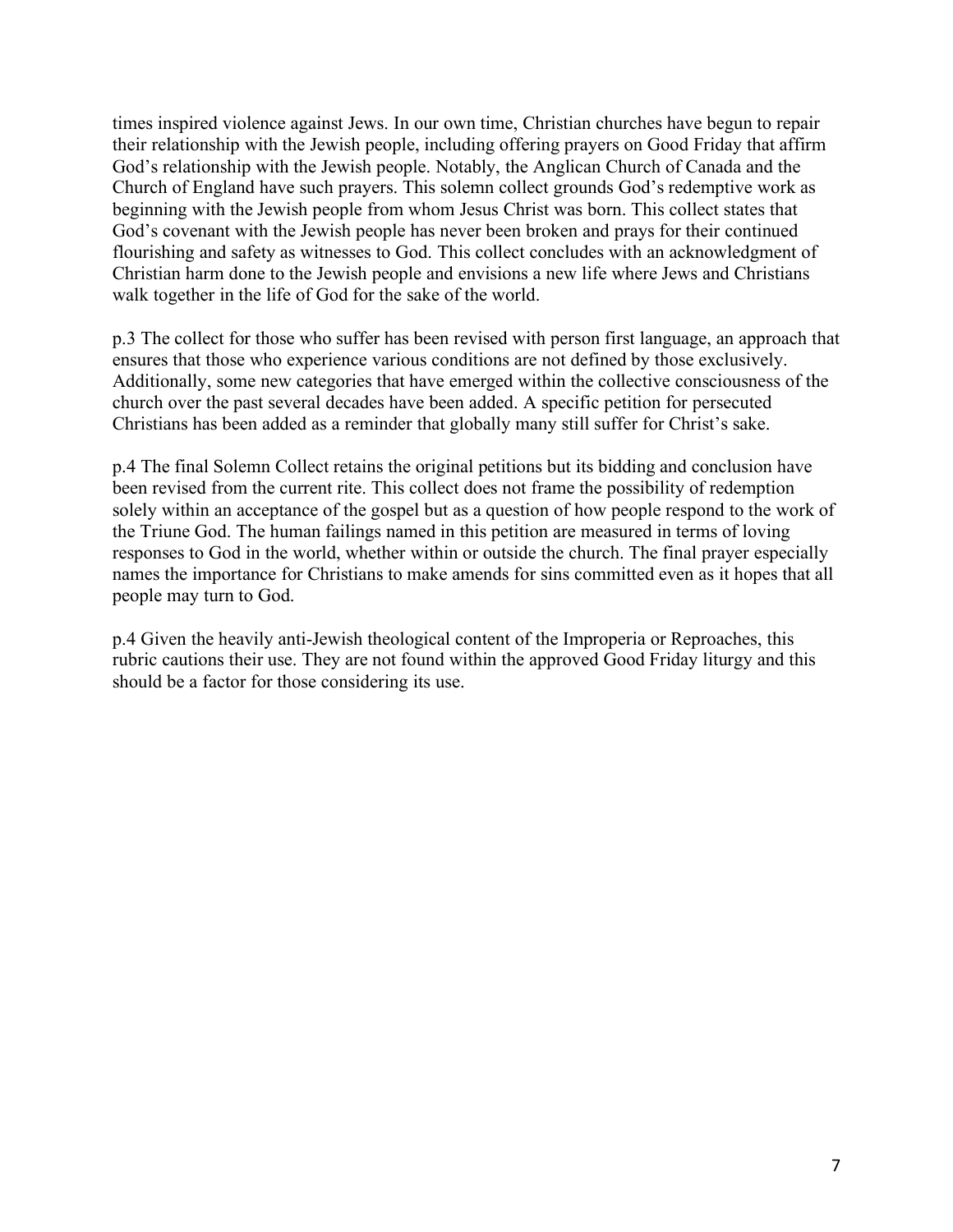times inspired violence against Jews. In our own time, Christian churches have begun to repair their relationship with the Jewish people, including offering prayers on Good Friday that affirm God's relationship with the Jewish people. Notably, the Anglican Church of Canada and the Church of England have such prayers. This solemn collect grounds God's redemptive work as beginning with the Jewish people from whom Jesus Christ was born. This collect states that God's covenant with the Jewish people has never been broken and prays for their continued flourishing and safety as witnesses to God. This collect concludes with an acknowledgment of Christian harm done to the Jewish people and envisions a new life where Jews and Christians walk together in the life of God for the sake of the world.

p.3 The collect for those who suffer has been revised with person first language, an approach that ensures that those who experience various conditions are not defined by those exclusively. Additionally, some new categories that have emerged within the collective consciousness of the church over the past several decades have been added. A specific petition for persecuted Christians has been added as a reminder that globally many still suffer for Christ's sake.

p.4 The final Solemn Collect retains the original petitions but its bidding and conclusion have been revised from the current rite. This collect does not frame the possibility of redemption solely within an acceptance of the gospel but as a question of how people respond to the work of the Triune God. The human failings named in this petition are measured in terms of loving responses to God in the world, whether within or outside the church. The final prayer especially names the importance for Christians to make amends for sins committed even as it hopes that all people may turn to God.

p.4 Given the heavily anti-Jewish theological content of the Improperia or Reproaches, this rubric cautions their use. They are not found within the approved Good Friday liturgy and this should be a factor for those considering its use.